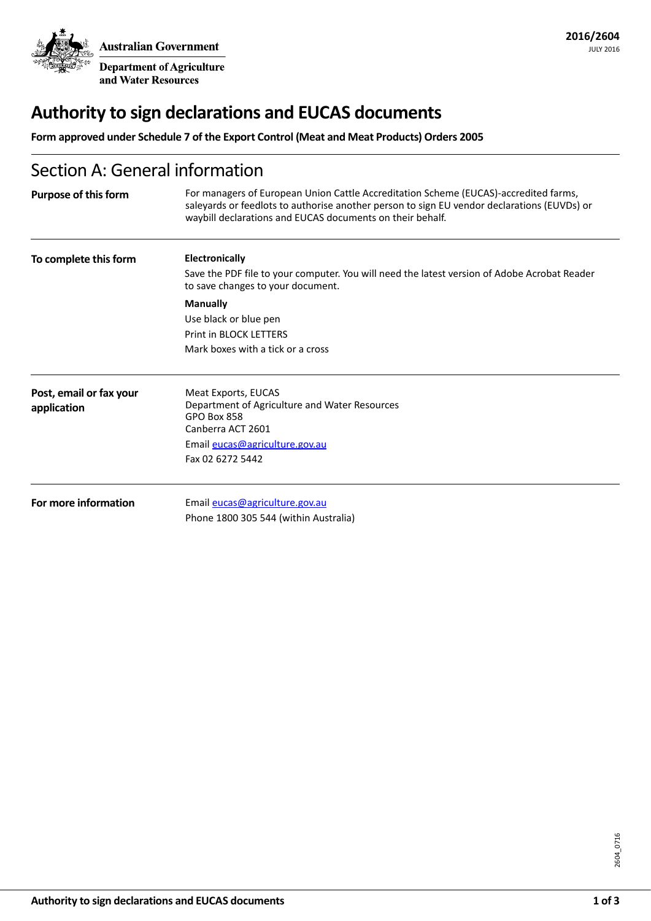Australian Government

Department of Agriculture and Water Resources

**2016/2604**
JULY 2016

# Authority to sign declarations and EUCAS documents

**Form approved under Schedule 7 of the Export Control (Meat and Meat Products) Orders 2005**

## Section A: General information

**Purpose of this form**

For managers of European Union Cattle Accreditation Scheme (EUCAS)-accredited farms, saleyards or feedlots to authorise another person to sign EU vendor declarations (EUVDs) or waybill declarations and EUCAS documents on their behalf.

**To complete this form**

**Electronically**

Save the PDF file to your computer. You will need the latest version of Adobe Acrobat Reader to save changes to your document.

**Manually**

Use black or blue pen

Print in BLOCK LETTERS

Mark boxes with a tick or a cross

**Post, email or fax your application**

Meat Exports, EUCAS
Department of Agriculture and Water Resources
GPO Box 858
Canberra ACT 2601

Email eucas@agriculture.gov.au

Fax 02 6272 5442

**For more information**

Email eucas@agriculture.gov.au

Phone 1800 305 544 (within Australia)

2604_0716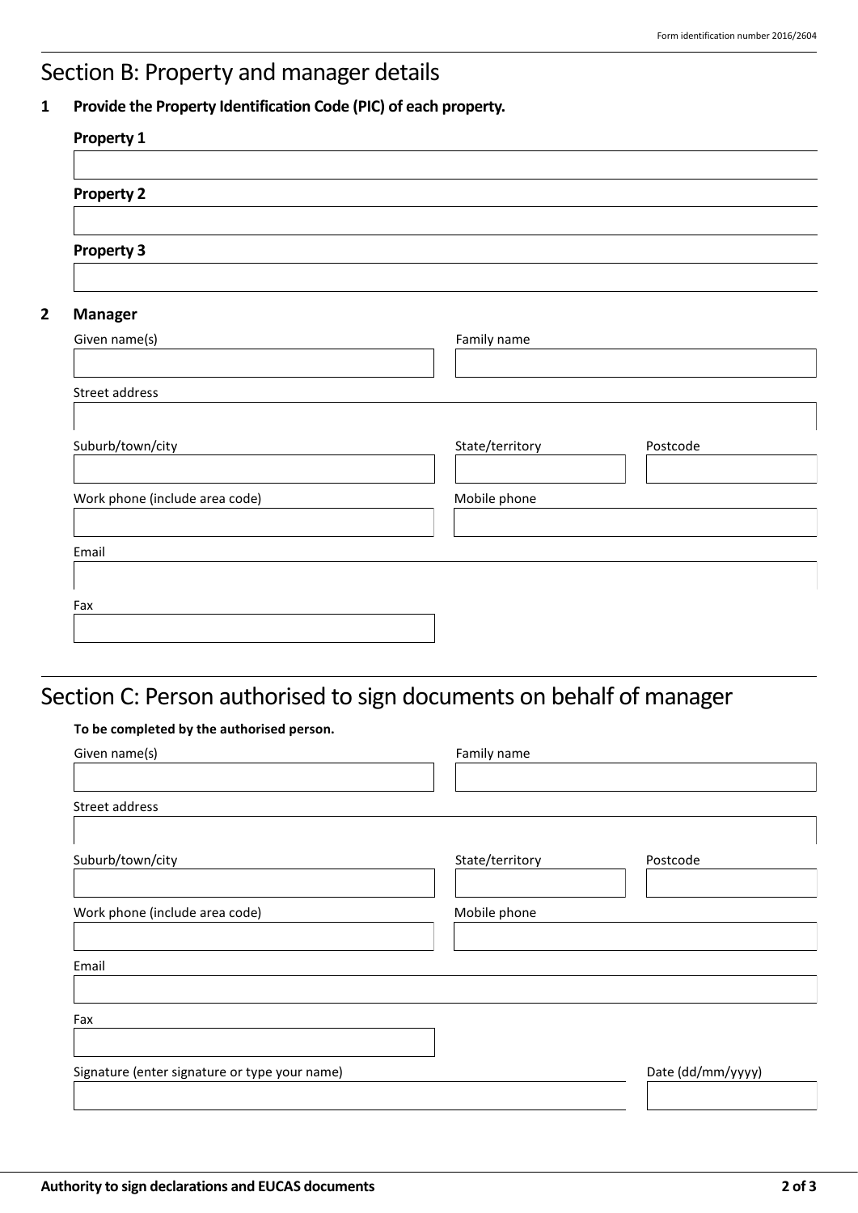## Section B: Property and manager details

**1 Provide the Property Identification Code (PIC) of each property.**

**Property 1**

**Property 2**

**Property 3**

**2 Manager**

Given name(s)

Family name

Street address

Suburb/town/city

State/territory

Postcode

Work phone (include area code)

Mobile phone

Email

Fax

## Section C: Person authorised to sign documents on behalf of manager

**To be completed by the authorised person.**

Given name(s)

Family name

Street address

Suburb/town/city

State/territory

Postcode

Work phone (include area code)

Mobile phone

Email

Fax

Signature (enter signature or type your name)

Date (dd/mm/yyyy)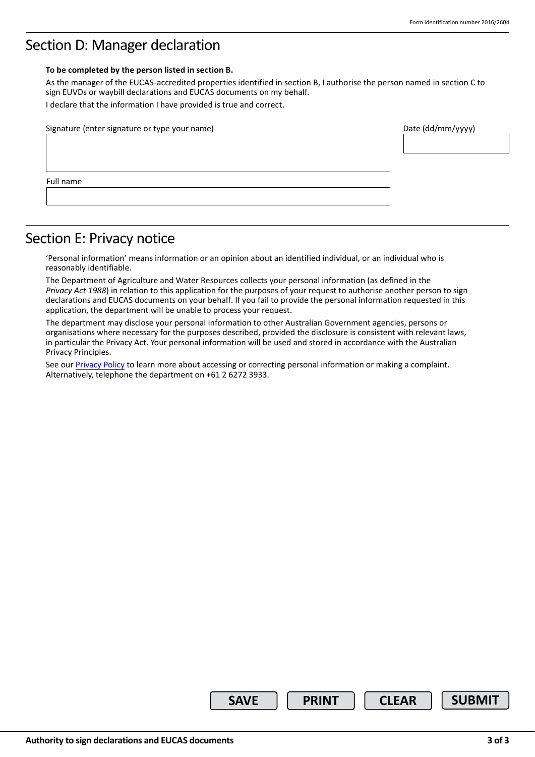Form identification number 2016/2604

## Section D: Manager declaration

**To be completed by the person listed in section B.**

As the manager of the EUCAS-accredited properties identified in section B, I authorise the person named in section C to sign EUVDs or waybill declarations and EUCAS documents on my behalf.

I declare that the information I have provided is true and correct.

Signature (enter signature or type your name)

Date (dd/mm/yyyy)

Full name

## Section E: Privacy notice

'Personal information' means information or an opinion about an identified individual, or an individual who is reasonably identifiable.

The Department of Agriculture and Water Resources collects your personal information (as defined in the *Privacy Act 1988*) in relation to this application for the purposes of your request to authorise another person to sign declarations and EUCAS documents on your behalf. If you fail to provide the personal information requested in this application, the department will be unable to process your request.

The department may disclose your personal information to other Australian Government agencies, persons or organisations where necessary for the purposes described, provided the disclosure is consistent with relevant laws, in particular the Privacy Act. Your personal information will be used and stored in accordance with the Australian Privacy Principles.

See our Privacy Policy to learn more about accessing or correcting personal information or making a complaint. Alternatively, telephone the department on +61 2 6272 3933.

SAVE PRINT CLEAR SUBMIT